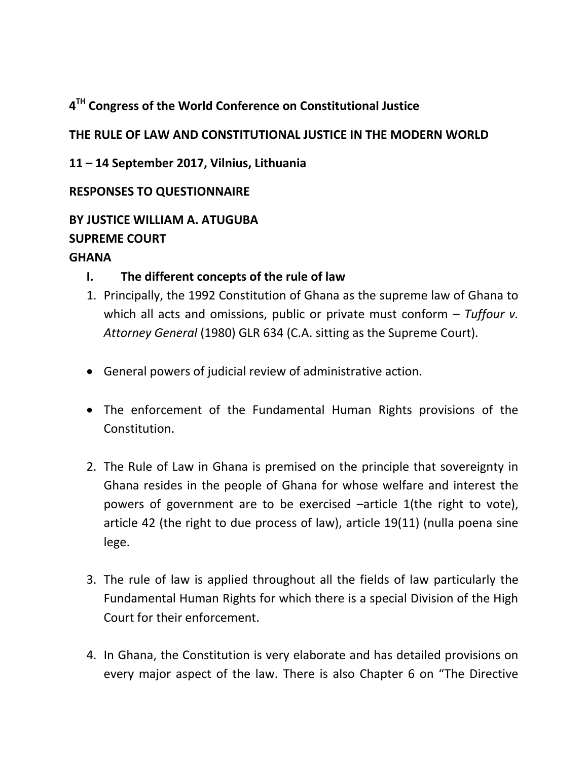**4[TH] Congress of the World Conference on Constitutional Justice**

**THE RULE OF LAW AND CONSTITUTIONAL JUSTICE IN THE MODERN WORLD**

**11 – 14 September 2017, Vilnius, Lithuania**

**RESPONSES TO QUESTIONNAIRE**

**BY JUSTICE WILLIAM A. ATUGUBA**
**SUPREME COURT**
**GHANA**

## I. The different concepts of the rule of law

1. Principally, the 1992 Constitution of Ghana as the supreme law of Ghana to which all acts and omissions, public or private must conform – *Tuffour v. Attorney General* (1980) GLR 634 (C.A. sitting as the Supreme Court).

- General powers of judicial review of administrative action.

- The enforcement of the Fundamental Human Rights provisions of the Constitution.

2. The Rule of Law in Ghana is premised on the principle that sovereignty in Ghana resides in the people of Ghana for whose welfare and interest the powers of government are to be exercised –article 1(the right to vote), article 42 (the right to due process of law), article 19(11) (nulla poena sine lege.

3. The rule of law is applied throughout all the fields of law particularly the Fundamental Human Rights for which there is a special Division of the High Court for their enforcement.

4. In Ghana, the Constitution is very elaborate and has detailed provisions on every major aspect of the law. There is also Chapter 6 on "The Directive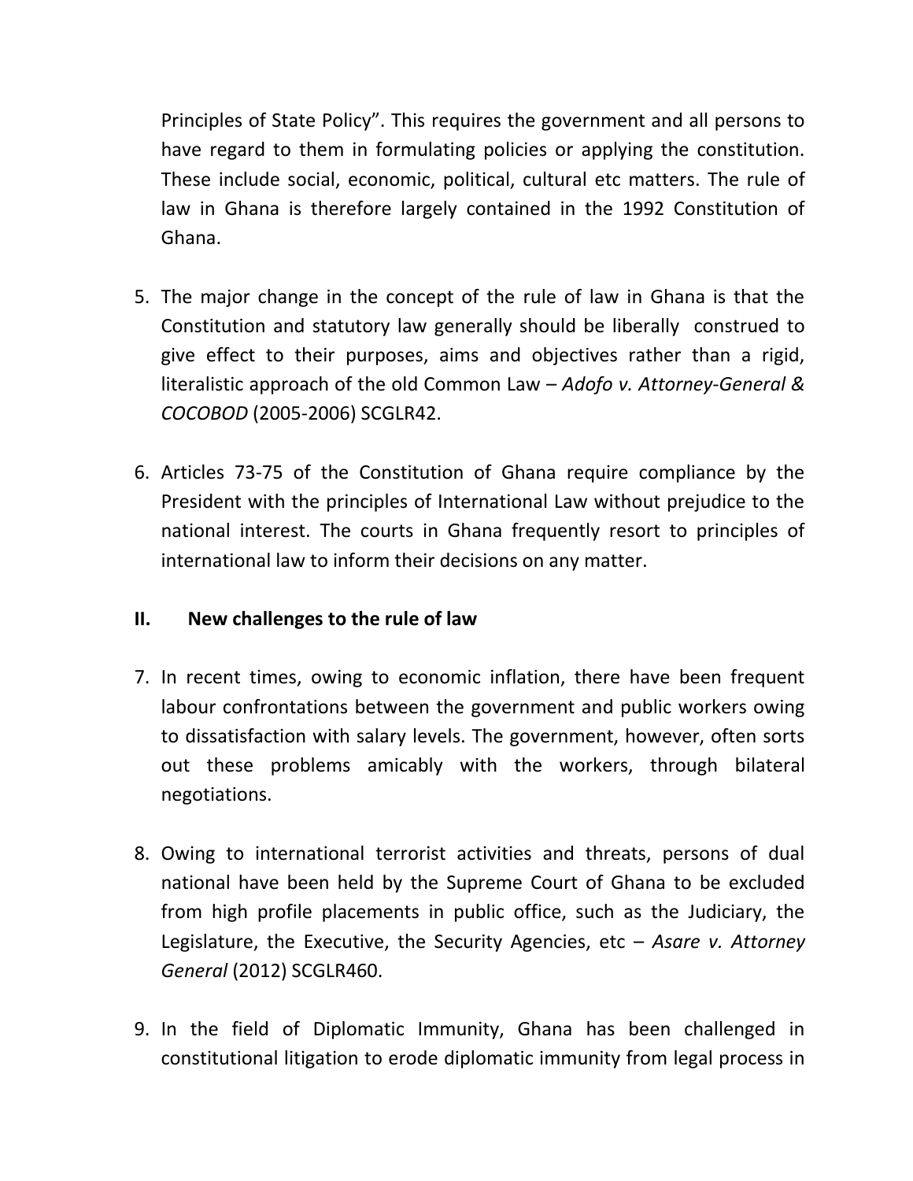Principles of State Policy". This requires the government and all persons to have regard to them in formulating policies or applying the constitution. These include social, economic, political, cultural etc matters. The rule of law in Ghana is therefore largely contained in the 1992 Constitution of Ghana.

5. The major change in the concept of the rule of law in Ghana is that the Constitution and statutory law generally should be liberally construed to give effect to their purposes, aims and objectives rather than a rigid, literalistic approach of the old Common Law – *Adofo v. Attorney-General & COCOBOD* (2005-2006) SCGLR42.

6. Articles 73-75 of the Constitution of Ghana require compliance by the President with the principles of International Law without prejudice to the national interest. The courts in Ghana frequently resort to principles of international law to inform their decisions on any matter.

## II. New challenges to the rule of law

7. In recent times, owing to economic inflation, there have been frequent labour confrontations between the government and public workers owing to dissatisfaction with salary levels. The government, however, often sorts out these problems amicably with the workers, through bilateral negotiations.

8. Owing to international terrorist activities and threats, persons of dual national have been held by the Supreme Court of Ghana to be excluded from high profile placements in public office, such as the Judiciary, the Legislature, the Executive, the Security Agencies, etc – *Asare v. Attorney General* (2012) SCGLR460.

9. In the field of Diplomatic Immunity, Ghana has been challenged in constitutional litigation to erode diplomatic immunity from legal process in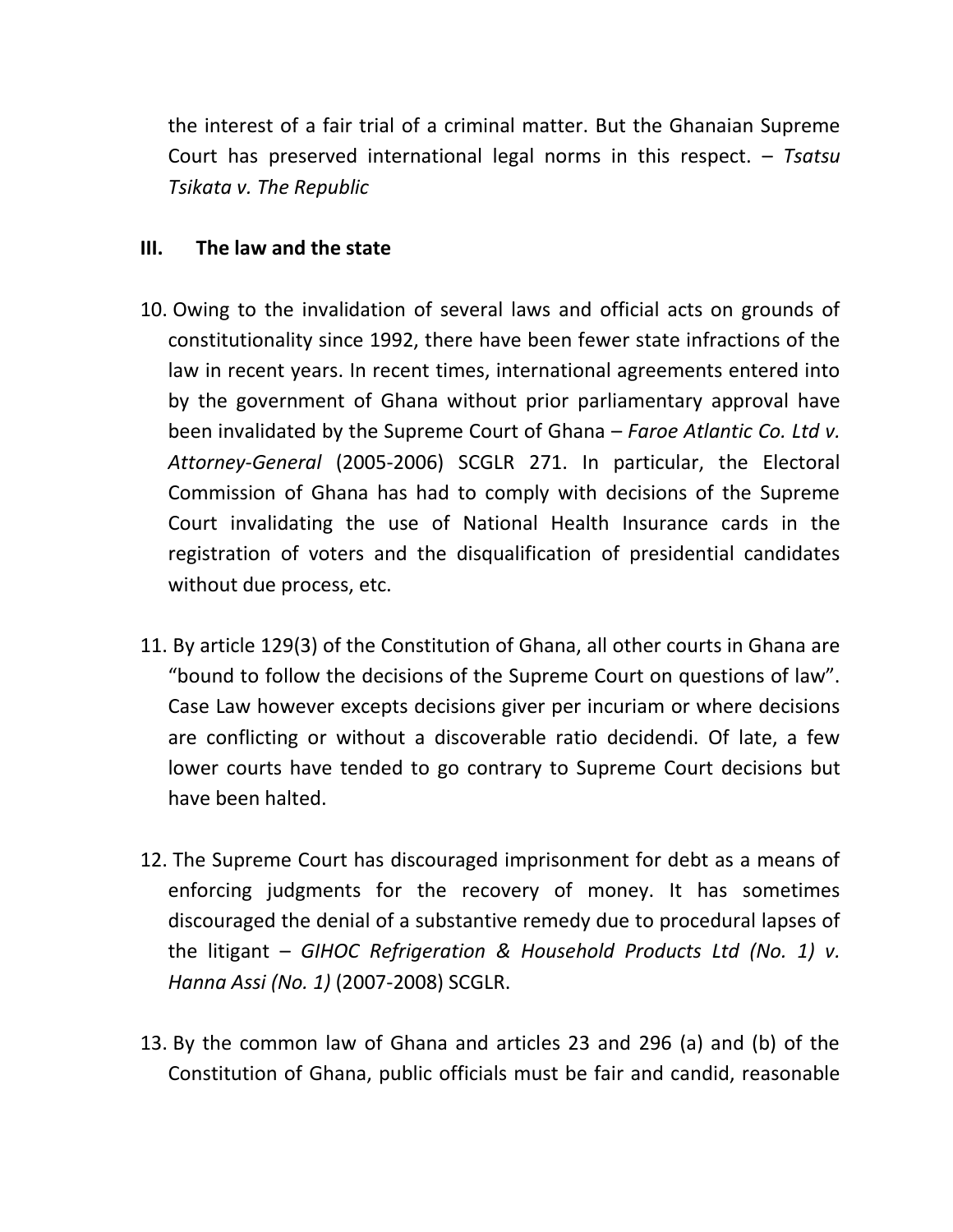the interest of a fair trial of a criminal matter. But the Ghanaian Supreme Court has preserved international legal norms in this respect. – *Tsatsu Tsikata v. The Republic*

### III. The law and the state

10. Owing to the invalidation of several laws and official acts on grounds of constitutionality since 1992, there have been fewer state infractions of the law in recent years. In recent times, international agreements entered into by the government of Ghana without prior parliamentary approval have been invalidated by the Supreme Court of Ghana – *Faroe Atlantic Co. Ltd v. Attorney-General* (2005-2006) SCGLR 271. In particular, the Electoral Commission of Ghana has had to comply with decisions of the Supreme Court invalidating the use of National Health Insurance cards in the registration of voters and the disqualification of presidential candidates without due process, etc.

11. By article 129(3) of the Constitution of Ghana, all other courts in Ghana are "bound to follow the decisions of the Supreme Court on questions of law". Case Law however excepts decisions giver per incuriam or where decisions are conflicting or without a discoverable ratio decidendi. Of late, a few lower courts have tended to go contrary to Supreme Court decisions but have been halted.

12. The Supreme Court has discouraged imprisonment for debt as a means of enforcing judgments for the recovery of money. It has sometimes discouraged the denial of a substantive remedy due to procedural lapses of the litigant – *GIHOC Refrigeration & Household Products Ltd (No. 1) v. Hanna Assi (No. 1)* (2007-2008) SCGLR.

13. By the common law of Ghana and articles 23 and 296 (a) and (b) of the Constitution of Ghana, public officials must be fair and candid, reasonable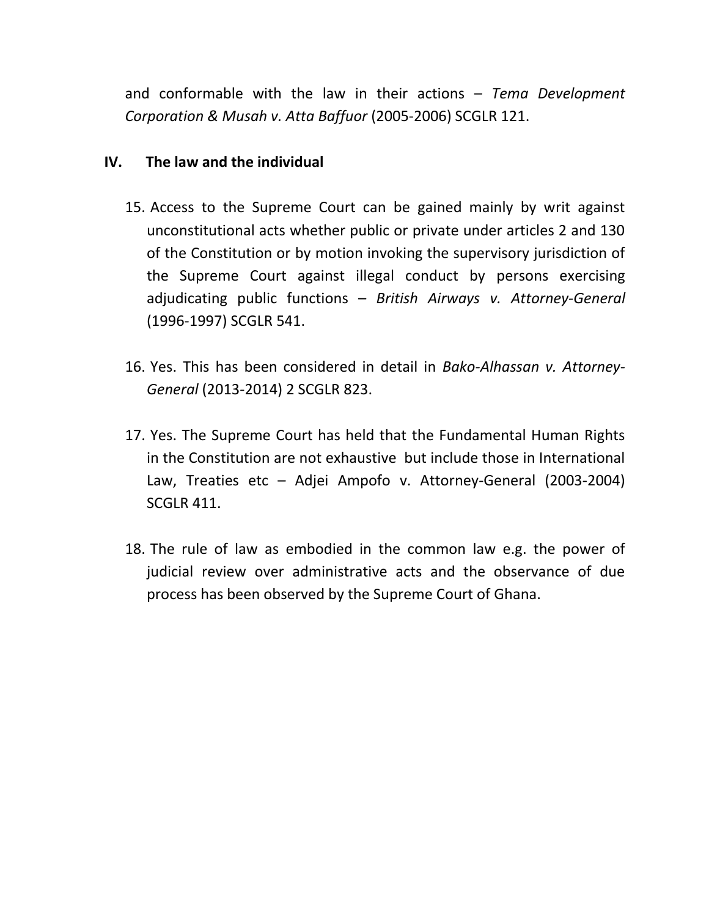and conformable with the law in their actions – *Tema Development Corporation & Musah v. Atta Baffuor* (2005-2006) SCGLR 121.

## IV. The law and the individual

15. Access to the Supreme Court can be gained mainly by writ against unconstitutional acts whether public or private under articles 2 and 130 of the Constitution or by motion invoking the supervisory jurisdiction of the Supreme Court against illegal conduct by persons exercising adjudicating public functions – *British Airways v. Attorney-General* (1996-1997) SCGLR 541.

16. Yes. This has been considered in detail in *Bako-Alhassan v. Attorney-General* (2013-2014) 2 SCGLR 823.

17. Yes. The Supreme Court has held that the Fundamental Human Rights in the Constitution are not exhaustive but include those in International Law, Treaties etc – Adjei Ampofo v. Attorney-General (2003-2004) SCGLR 411.

18. The rule of law as embodied in the common law e.g. the power of judicial review over administrative acts and the observance of due process has been observed by the Supreme Court of Ghana.